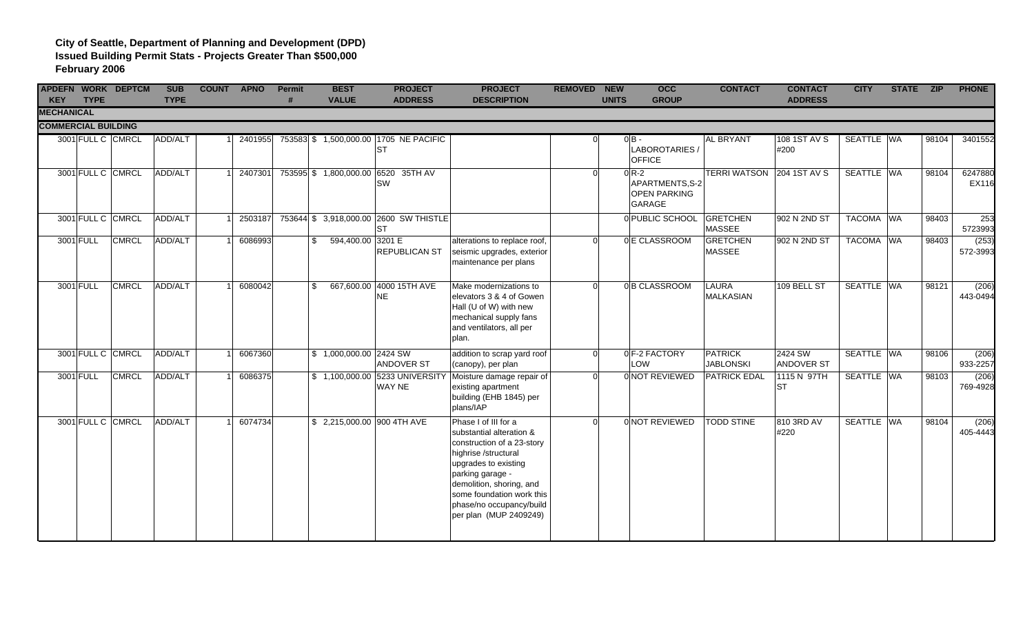**City of Seattle, Department of Planning and Development (DPD)**
**Issued Building Permit Stats - Projects Greater Than $500,000**
**February 2006**

| APDEFN KEY | WORK TYPE | DEPTCM | SUB TYPE | COUNT | APNO | Permit # | BEST VALUE | PROJECT ADDRESS | PROJECT DESCRIPTION | REMOVED | NEW UNITS | OCC GROUP | CONTACT | CONTACT ADDRESS | CITY | STATE | ZIP | PHONE |
|---|---|---|---|---|---|---|---|---|---|---|---|---|---|---|---|---|---|---|
| **MECHANICAL** | | | | | | | | | | | | | | | | | | |
| **COMMERCIAL BUILDING** | | | | | | | | | | | | | | | | | | |
| 3001 | FULL C | CMRCL | ADD/ALT | 1 | 2401955 | 753583 | $ 1,500,000.00 | 1705 NE PACIFIC ST | | 0 | 0 | B - LABOROTARIES / OFFICE | AL BRYANT | 108 1ST AV S #200 | SEATTLE | WA | 98104 | 3401552 |
| 3001 | FULL C | CMRCL | ADD/ALT | 1 | 2407301 | 753595 | $ 1,800,000.00 | 6520 35TH AV SW | | 0 | 0 | R-2 APARTMENTS,S-2 OPEN PARKING GARAGE | TERRI WATSON | 204 1ST AV S | SEATTLE | WA | 98104 | 6247880 EX116 |
| 3001 | FULL C | CMRCL | ADD/ALT | 1 | 2503187 | 753644 | $ 3,918,000.00 | 2600 SW THISTLE ST | | | 0 | PUBLIC SCHOOL | GRETCHEN MASSEE | 902 N 2ND ST | TACOMA | WA | 98403 | 253 5723993 |
| 3001 | FULL | CMRCL | ADD/ALT | 1 | 6086993 | | $ 594,400.00 | 3201 E REPUBLICAN ST | alterations to replace roof, seismic upgrades, exterior maintenance per plans | 0 | 0 | E CLASSROOM | GRETCHEN MASSEE | 902 N 2ND ST | TACOMA | WA | 98403 | (253) 572-3993 |
| 3001 | FULL | CMRCL | ADD/ALT | 1 | 6080042 | | $ 667,600.00 | 4000 15TH AVE NE | Make modernizations to elevators 3 & 4 of Gowen Hall (U of W) with new mechanical supply fans and ventilators, all per plan. | 0 | 0 | B CLASSROOM | LAURA MALKASIAN | 109 BELL ST | SEATTLE | WA | 98121 | (206) 443-0494 |
| 3001 | FULL C | CMRCL | ADD/ALT | 1 | 6067360 | | $ 1,000,000.00 | 2424 SW ANDOVER ST | addition to scrap yard roof (canopy), per plan | 0 | 0 | F-2 FACTORY LOW | PATRICK JABLONSKI | 2424 SW ANDOVER ST | SEATTLE | WA | 98106 | (206) 933-2257 |
| 3001 | FULL | CMRCL | ADD/ALT | 1 | 6086375 | | $ 1,100,000.00 | 5233 UNIVERSITY WAY NE | Moisture damage repair of existing apartment building (EHB 1845) per plans/IAP | 0 | 0 | NOT REVIEWED | PATRICK EDAL | 1115 N 97TH ST | SEATTLE | WA | 98103 | (206) 769-4928 |
| 3001 | FULL C | CMRCL | ADD/ALT | 1 | 6074734 | | $ 2,215,000.00 | 900 4TH AVE | Phase I of III for a substantial alteration & construction of a 23-story highrise /structural upgrades to existing parking garage - demolition, shoring, and some foundation work this phase/no occupancy/build per plan (MUP 2409249) | 0 | 0 | NOT REVIEWED | TODD STINE | 810 3RD AV #220 | SEATTLE | WA | 98104 | (206) 405-4443 |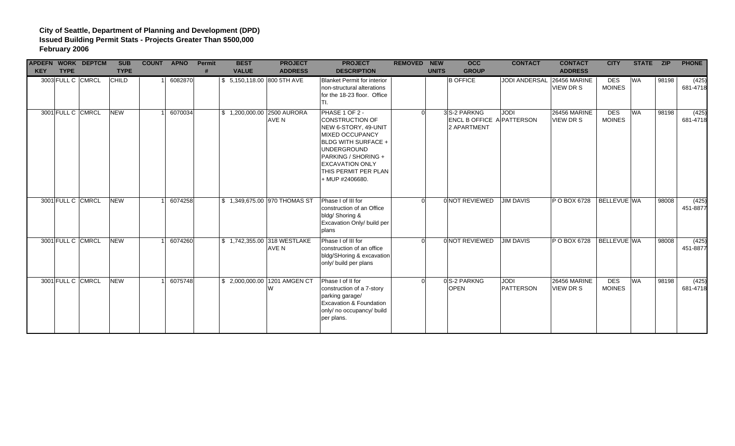**City of Seattle, Department of Planning and Development (DPD)**
**Issued Building Permit Stats - Projects Greater Than $500,000**
**February 2006**

| APDEFN KEY | WORK TYPE | DEPTCM | SUB TYPE | COUNT | APNO | Permit # | BEST VALUE | PROJECT ADDRESS | PROJECT DESCRIPTION | REMOVED | NEW UNITS | OCC GROUP | CONTACT | CONTACT ADDRESS | CITY | STATE | ZIP | PHONE |
|---|---|---|---|---|---|---|---|---|---|---|---|---|---|---|---|---|---|---|
| 3003 | FULL C | CMRCL | CHILD | 1 | 6082870 | | $ 5,150,118.00 | 800 5TH AVE | Blanket Permit for interior non-structural alterations for the 18-23 floor. Office TI. | | | B OFFICE | JODI ANDERSAL | 26456 MARINE VIEW DR S | DES MOINES | WA | 98198 | (425) 681-4718 |
| 3001 | FULL C | CMRCL | NEW | 1 | 6070034 | | $ 1,200,000.00 | 2500 AURORA AVE N | PHASE 1 OF 2 - CONSTRUCTION OF NEW 6-STORY, 49-UNIT MIXED OCCUPANCY BLDG WITH SURFACE + UNDERGROUND PARKING / SHORING + EXCAVATION ONLY THIS PERMIT PER PLAN + MUP #2406680. | 0 | 3 | S-2 PARKNG ENCL B OFFICE A 2 APARTMENT | JODI PATTERSON | 26456 MARINE VIEW DR S | DES MOINES | WA | 98198 | (425) 681-4718 |
| 3001 | FULL C | CMRCL | NEW | 1 | 6074258 | | $ 1,349,675.00 | 970 THOMAS ST | Phase I of III for construction of an Office bldg/ Shoring & Excavation Only/ build per plans | 0 | 0 | NOT REVIEWED | JIM DAVIS | P O BOX 6728 | BELLEVUE | WA | 98008 | (425) 451-8877 |
| 3001 | FULL C | CMRCL | NEW | 1 | 6074260 | | $ 1,742,355.00 | 318 WESTLAKE AVE N | Phase I of III for construction of an office bldg/SHoring & excavation only/ build per plans | 0 | 0 | NOT REVIEWED | JIM DAVIS | P O BOX 6728 | BELLEVUE | WA | 98008 | (425) 451-8877 |
| 3001 | FULL C | CMRCL | NEW | 1 | 6075748 | | $ 2,000,000.00 | 1201 AMGEN CT W | Phase I of II for construction of a 7-story parking garage/ Excavation & Foundation only/ no occupancy/ build per plans. | 0 | 0 | S-2 PARKNG OPEN | JODI PATTERSON | 26456 MARINE VIEW DR S | DES MOINES | WA | 98198 | (425) 681-4718 |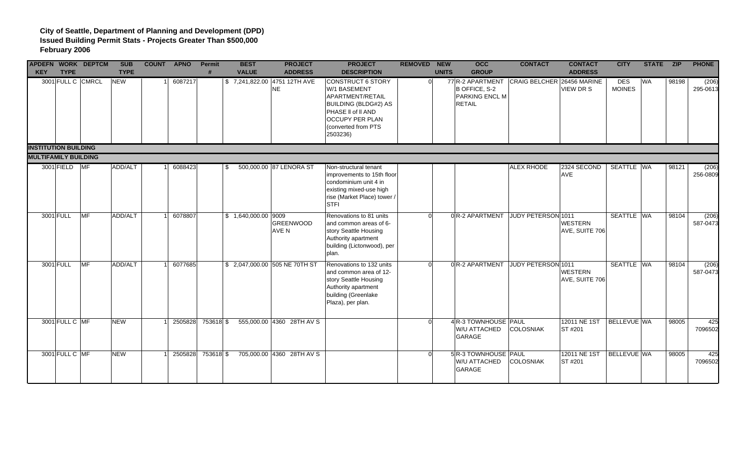**City of Seattle, Department of Planning and Development (DPD)**
**Issued Building Permit Stats - Projects Greater Than $500,000**
**February 2006**

| APDEFN KEY | WORK TYPE | DEPTCM | SUB TYPE | COUNT | APNO | Permit # | BEST VALUE | PROJECT ADDRESS | PROJECT DESCRIPTION | REMOVED | NEW UNITS | OCC GROUP | CONTACT | CONTACT ADDRESS | CITY | STATE | ZIP | PHONE |
|---|---|---|---|---|---|---|---|---|---|---|---|---|---|---|---|---|---|---|
| 3001 | FULL C | CMRCL | NEW | 1 | 6087217 | | $ 7,241,822.00 | 4751 12TH AVE NE | CONSTRUCT 6 STORY W/1 BASEMENT APARTMENT/RETAIL BUILDING (BLDG#2) AS PHASE II of II AND OCCUPY PER PLAN (converted from PTS 2503236) | 0 | 77 | R-2 APARTMENT B OFFICE, S-2 PARKING ENCL M RETAIL | CRAIG BELCHER | 26456 MARINE VIEW DR S | DES MOINES | WA | 98198 | (206) 295-0613 |
| **INSTITUTION BUILDING** | | | | | | | | | | | | | | | | | | |
| **MULTIFAMILY BUILDING** | | | | | | | | | | | | | | | | | | |
| 3001 | FIELD | MF | ADD/ALT | 1 | 6088423 | | $ 500,000.00 | 87 LENORA ST | Non-structural tenant improvements to 15th floor condominium unit 4 in existing mixed-use high rise (Market Place) tower / STFI | | | | ALEX RHODE | 2324 SECOND AVE | SEATTLE | WA | 98121 | (206) 256-0809 |
| 3001 | FULL | MF | ADD/ALT | 1 | 6078807 | | $ 1,640,000.00 | 9009 GREENWOOD AVE N | Renovations to 81 units and common areas of 6-story Seattle Housing Authority apartment building (Lictonwood), per plan. | 0 | 0 | R-2 APARTMENT | JUDY PETERSON | 1011 WESTERN AVE, SUITE 706 | SEATTLE | WA | 98104 | (206) 587-0473 |
| 3001 | FULL | MF | ADD/ALT | 1 | 6077685 | | $ 2,047,000.00 | 505 NE 70TH ST | Renovations to 132 units and common area of 12-story Seattle Housing Authority apartment building (Greenlake Plaza), per plan. | 0 | 0 | R-2 APARTMENT | JUDY PETERSON | 1011 WESTERN AVE, SUITE 706 | SEATTLE | WA | 98104 | (206) 587-0473 |
| 3001 | FULL C | MF | NEW | 1 | 2505828 | 753618 | $ 555,000.00 | 4360 28TH AV S | | 0 | 4 | R-3 TOWNHOUSE W/U ATTACHED GARAGE | PAUL COLOSNIAK | 12011 NE 1ST ST #201 | BELLEVUE | WA | 98005 | 425 7096502 |
| 3001 | FULL C | MF | NEW | 1 | 2505828 | 753618 | $ 705,000.00 | 4360 28TH AV S | | 0 | 5 | R-3 TOWNHOUSE W/U ATTACHED GARAGE | PAUL COLOSNIAK | 12011 NE 1ST ST #201 | BELLEVUE | WA | 98005 | 425 7096502 |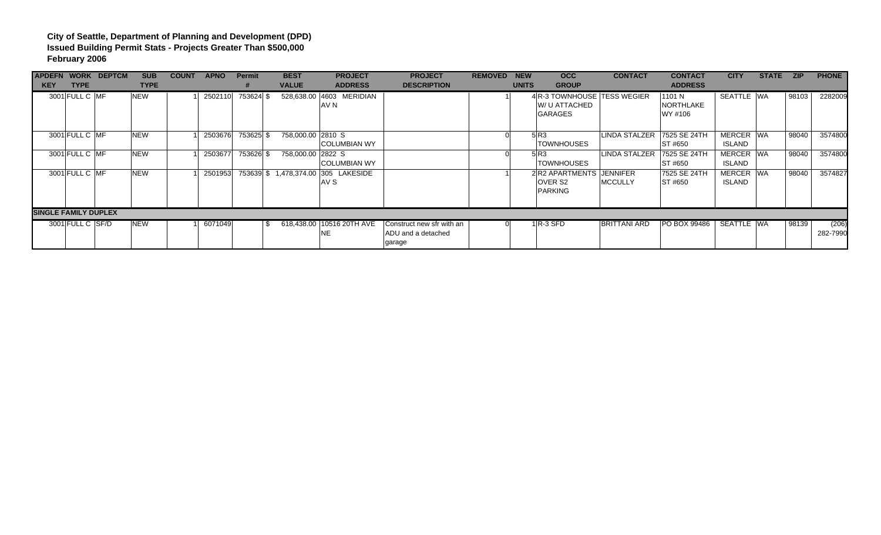**City of Seattle, Department of Planning and Development (DPD)**
**Issued Building Permit Stats - Projects Greater Than $500,000**
**February 2006**

| APDEFN KEY | WORK TYPE | DEPTCM | SUB TYPE | COUNT | APNO | Permit # | BEST VALUE | PROJECT ADDRESS | PROJECT DESCRIPTION | REMOVED | NEW UNITS | OCC GROUP | CONTACT | CONTACT ADDRESS | CITY | STATE | ZIP | PHONE |
|---|---|---|---|---|---|---|---|---|---|---|---|---|---|---|---|---|---|---|
| 3001 | FULL C | MF | NEW | 1 | 2502110 | 753624 | $ 528,638.00 | 4603 MERIDIAN AV N | | 1 | 4 | R-3 TOWNHOUSE W/ U ATTACHED GARAGES | TESS WEGIER | 1101 N NORTHLAKE WY #106 | SEATTLE | WA | 98103 | 2282009 |
| 3001 | FULL C | MF | NEW | 1 | 2503676 | 753625 | $ 758,000.00 | 2810 S COLUMBIAN WY | | 0 | 5 | R3 TOWNHOUSES | LINDA STALZER | 7525 SE 24TH ST #650 | MERCER ISLAND | WA | 98040 | 3574800 |
| 3001 | FULL C | MF | NEW | 1 | 2503677 | 753626 | $ 758,000.00 | 2822 S COLUMBIAN WY | | 0 | 5 | R3 TOWNHOUSES | LINDA STALZER | 7525 SE 24TH ST #650 | MERCER ISLAND | WA | 98040 | 3574800 |
| 3001 | FULL C | MF | NEW | 1 | 2501953 | 753639 | $ 1,478,374.00 | 305 LAKESIDE AV S | | 1 | 2 | R2 APARTMENTS OVER S2 PARKING | JENNIFER MCCULLY | 7525 SE 24TH ST #650 | MERCER ISLAND | WA | 98040 | 3574827 |
| **SINGLE FAMILY DUPLEX** | | | | | | | | | | | | | | | | | | |
| 3001 | FULL C | SF/D | NEW | 1 | 6071049 | | $ 618,438.00 | 10516 20TH AVE NE | Construct new sfr with an ADU and a detached garage | 0 | 1 | R-3 SFD | BRITTANI ARD | PO BOX 99486 | SEATTLE | WA | 98139 | (206) 282-7990 |